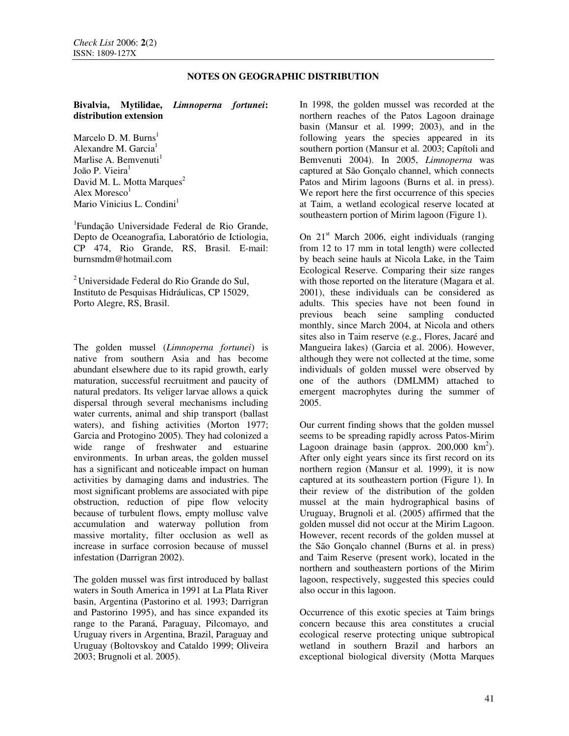## NOTES ON GEOGRAPHIC DISTRIBUTION

### Bivalvia, Mytilidae, *Limnoperna fortunei*: distribution extension

Marcelo D. M. Burns[1]
Alexandre M. Garcia[1]
Marlise A. Bemvenuti[1]
João P. Vieira[1]
David M. L. Motta Marques[2]
Alex Moresco[1]
Mario Vinicius L. Condini[1]

[1]Fundação Universidade Federal de Rio Grande, Depto de Oceanografia, Laboratório de Ictiologia, CP 474, Rio Grande, RS, Brasil. E-mail: burnsmdm@hotmail.com

[2]Universidade Federal do Rio Grande do Sul, Instituto de Pesquisas Hidráulicas, CP 15029, Porto Alegre, RS, Brasil.

The golden mussel (*Limnoperna fortunei*) is native from southern Asia and has become abundant elsewhere due to its rapid growth, early maturation, successful recruitment and paucity of natural predators. Its veliger larvae allows a quick dispersal through several mechanisms including water currents, animal and ship transport (ballast waters), and fishing activities (Morton 1977; Garcia and Protogino 2005). They had colonized a wide range of freshwater and estuarine environments. In urban areas, the golden mussel has a significant and noticeable impact on human activities by damaging dams and industries. The most significant problems are associated with pipe obstruction, reduction of pipe flow velocity because of turbulent flows, empty mollusc valve accumulation and waterway pollution from massive mortality, filter occlusion as well as increase in surface corrosion because of mussel infestation (Darrigran 2002).

The golden mussel was first introduced by ballast waters in South America in 1991 at La Plata River basin, Argentina (Pastorino et al. 1993; Darrigran and Pastorino 1995), and has since expanded its range to the Paraná, Paraguay, Pilcomayo, and Uruguay rivers in Argentina, Brazil, Paraguay and Uruguay (Boltovskoy and Cataldo 1999; Oliveira 2003; Brugnoli et al. 2005).

In 1998, the golden mussel was recorded at the northern reaches of the Patos Lagoon drainage basin (Mansur et al. 1999; 2003), and in the following years the species appeared in its southern portion (Mansur et al. 2003; Capítoli and Bemvenuti 2004). In 2005, *Limnoperna* was captured at São Gonçalo channel, which connects Patos and Mirim lagoons (Burns et al. in press). We report here the first occurrence of this species at Taim, a wetland ecological reserve located at southeastern portion of Mirim lagoon (Figure 1).

On 21st March 2006, eight individuals (ranging from 12 to 17 mm in total length) were collected by beach seine hauls at Nicola Lake, in the Taim Ecological Reserve. Comparing their size ranges with those reported on the literature (Magara et al. 2001), these individuals can be considered as adults. This species have not been found in previous beach seine sampling conducted monthly, since March 2004, at Nicola and others sites also in Taim reserve (e.g., Flores, Jacaré and Mangueira lakes) (Garcia et al. 2006). However, although they were not collected at the time, some individuals of golden mussel were observed by one of the authors (DMLMM) attached to emergent macrophytes during the summer of 2005.

Our current finding shows that the golden mussel seems to be spreading rapidly across Patos-Mirim Lagoon drainage basin (approx. 200,000 km$^2$). After only eight years since its first record on its northern region (Mansur et al. 1999), it is now captured at its southeastern portion (Figure 1). In their review of the distribution of the golden mussel at the main hydrographical basins of Uruguay, Brugnoli et al. (2005) affirmed that the golden mussel did not occur at the Mirim Lagoon. However, recent records of the golden mussel at the São Gonçalo channel (Burns et al. in press) and Taim Reserve (present work), located in the northern and southeastern portions of the Mirim lagoon, respectively, suggested this species could also occur in this lagoon.

Occurrence of this exotic species at Taim brings concern because this area constitutes a crucial ecological reserve protecting unique subtropical wetland in southern Brazil and harbors an exceptional biological diversity (Motta Marques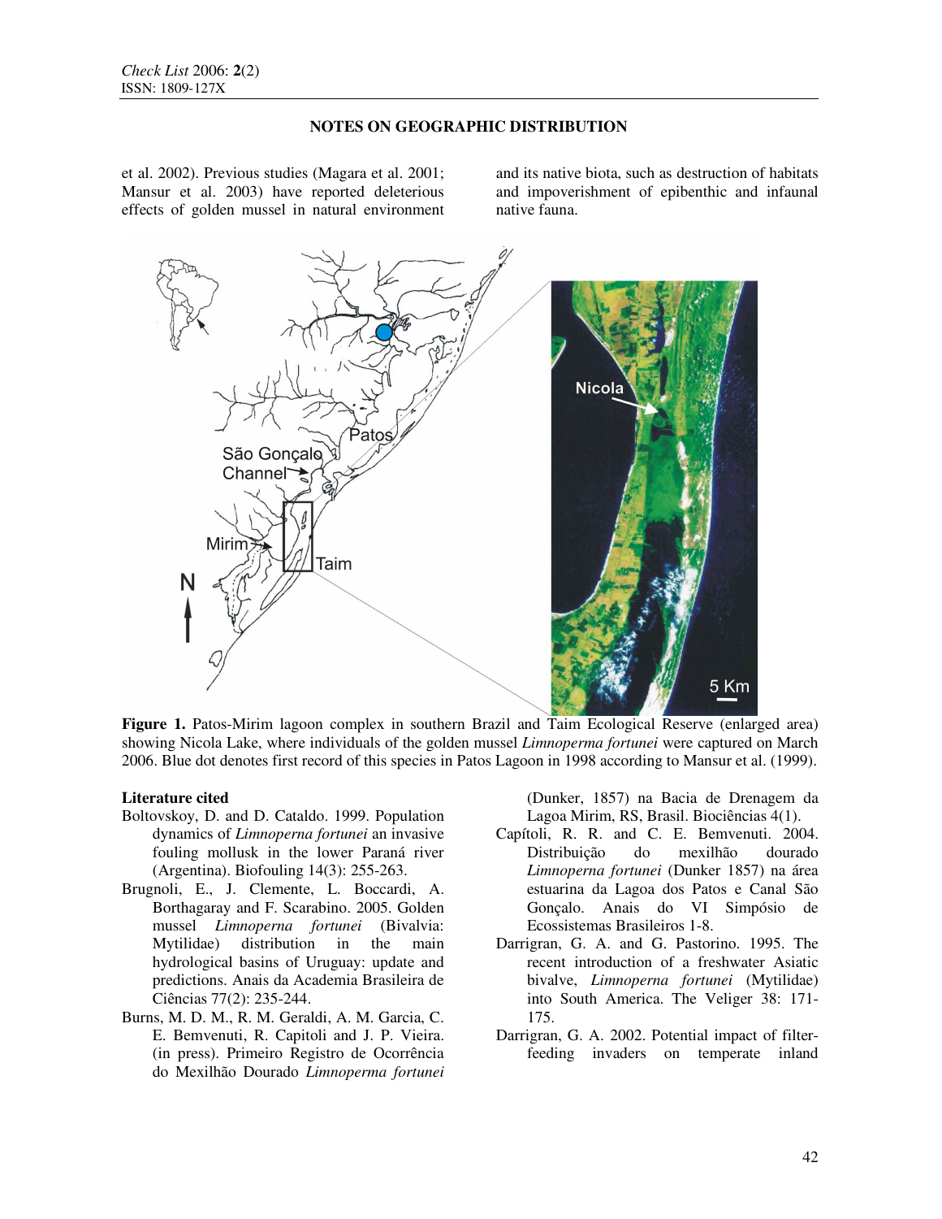et al. 2002). Previous studies (Magara et al. 2001; Mansur et al. 2003) have reported deleterious effects of golden mussel in natural environment and its native biota, such as destruction of habitats and impoverishment of epibenthic and infaunal native fauna.

**Figure 1.** Patos-Mirim lagoon complex in southern Brazil and Taim Ecological Reserve (enlarged area) showing Nicola Lake, where individuals of the golden mussel *Limnoperna fortunei* were captured on March 2006. Blue dot denotes first record of this species in Patos Lagoon in 1998 according to Mansur et al. (1999).

### Literature cited

Boltovskoy, D. and D. Cataldo. 1999. Population dynamics of *Limnoperna fortunei* an invasive fouling mollusk in the lower Paraná river (Argentina). Biofouling 14(3): 255-263.

Brugnoli, E., J. Clemente, L. Boccardi, A. Borthagaray and F. Scarabino. 2005. Golden mussel *Limnoperna fortunei* (Bivalvia: Mytilidae) distribution in the main hydrological basins of Uruguay: update and predictions. Anais da Academia Brasileira de Ciências 77(2): 235-244.

Burns, M. D. M., R. M. Geraldi, A. M. Garcia, C. E. Bemvenuti, R. Capitoli and J. P. Vieira. (in press). Primeiro Registro de Ocorrência do Mexilhão Dourado *Limnoperna fortunei* (Dunker, 1857) na Bacia de Drenagem da Lagoa Mirim, RS, Brasil. Biociências 4(1).

Capítoli, R. R. and C. E. Bemvenuti. 2004. Distribuição do mexilhão dourado *Limnoperna fortunei* (Dunker 1857) na área estuarina da Lagoa dos Patos e Canal São Gonçalo. Anais do VI Simpósio de Ecossistemas Brasileiros 1-8.

Darrigran, G. A. and G. Pastorino. 1995. The recent introduction of a freshwater Asiatic bivalve, *Limnoperna fortunei* (Mytilidae) into South America. The Veliger 38: 171-175.

Darrigran, G. A. 2002. Potential impact of filter-feeding invaders on temperate inland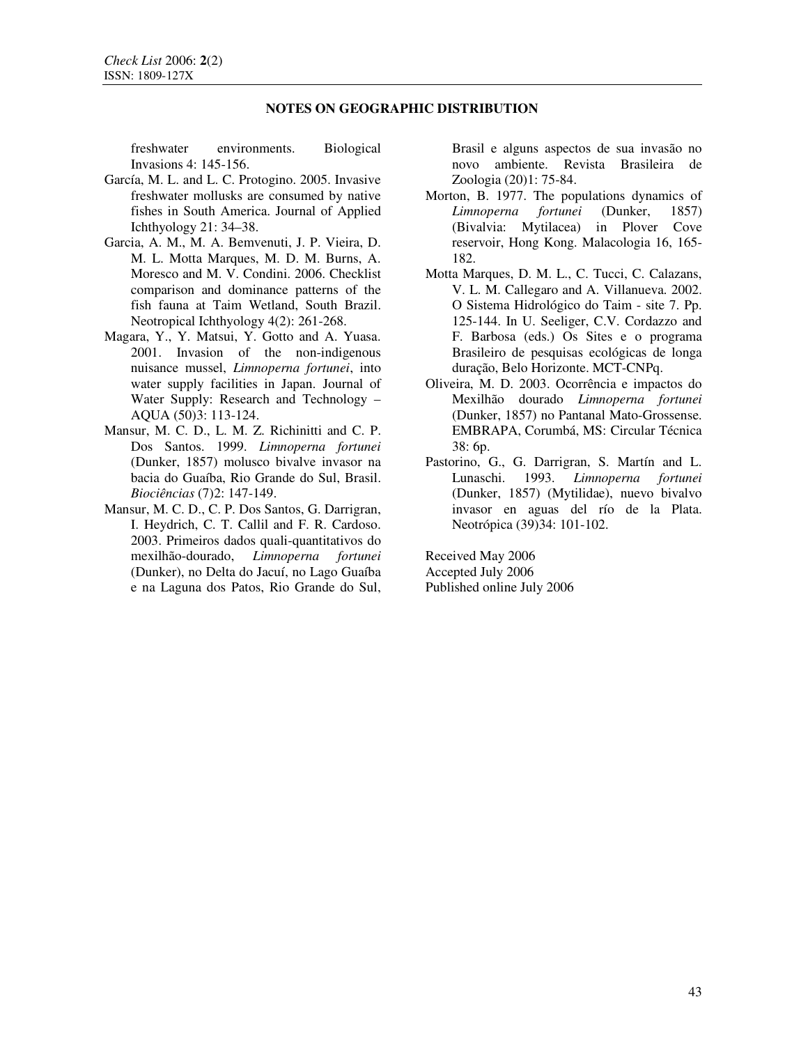freshwater environments. Biological Invasions 4: 145-156.

García, M. L. and L. C. Protogino. 2005. Invasive freshwater mollusks are consumed by native fishes in South America. Journal of Applied Ichthyology 21: 34–38.

Garcia, A. M., M. A. Bemvenuti, J. P. Vieira, D. M. L. Motta Marques, M. D. M. Burns, A. Moresco and M. V. Condini. 2006. Checklist comparison and dominance patterns of the fish fauna at Taim Wetland, South Brazil. Neotropical Ichthyology 4(2): 261-268.

Magara, Y., Y. Matsui, Y. Gotto and A. Yuasa. 2001. Invasion of the non-indigenous nuisance mussel, *Limnoperna fortunei*, into water supply facilities in Japan. Journal of Water Supply: Research and Technology – AQUA (50)3: 113-124.

Mansur, M. C. D., L. M. Z. Richinitti and C. P. Dos Santos. 1999. *Limnoperna fortunei* (Dunker, 1857) molusco bivalve invasor na bacia do Guaíba, Rio Grande do Sul, Brasil. *Biociências* (7)2: 147-149.

Mansur, M. C. D., C. P. Dos Santos, G. Darrigran, I. Heydrich, C. T. Callil and F. R. Cardoso. 2003. Primeiros dados quali-quantitativos do mexilhão-dourado, *Limnoperna fortunei* (Dunker), no Delta do Jacuí, no Lago Guaíba e na Laguna dos Patos, Rio Grande do Sul, Brasil e alguns aspectos de sua invasão no novo ambiente. Revista Brasileira de Zoologia (20)1: 75-84.

Morton, B. 1977. The populations dynamics of *Limnoperna fortunei* (Dunker, 1857) (Bivalvia: Mytilacea) in Plover Cove reservoir, Hong Kong. Malacologia 16, 165-182.

Motta Marques, D. M. L., C. Tucci, C. Calazans, V. L. M. Callegaro and A. Villanueva. 2002. O Sistema Hidrológico do Taim - site 7. Pp. 125-144. In U. Seeliger, C.V. Cordazzo and F. Barbosa (eds.) Os Sites e o programa Brasileiro de pesquisas ecológicas de longa duração, Belo Horizonte. MCT-CNPq.

Oliveira, M. D. 2003. Ocorrência e impactos do Mexilhão dourado *Limnoperna fortunei* (Dunker, 1857) no Pantanal Mato-Grossense. EMBRAPA, Corumbá, MS: Circular Técnica 38: 6p.

Pastorino, G., G. Darrigran, S. Martín and L. Lunaschi. 1993. *Limnoperna fortunei* (Dunker, 1857) (Mytilidae), nuevo bivalvo invasor en aguas del río de la Plata. Neotrópica (39)34: 101-102.

Received May 2006
Accepted July 2006
Published online July 2006